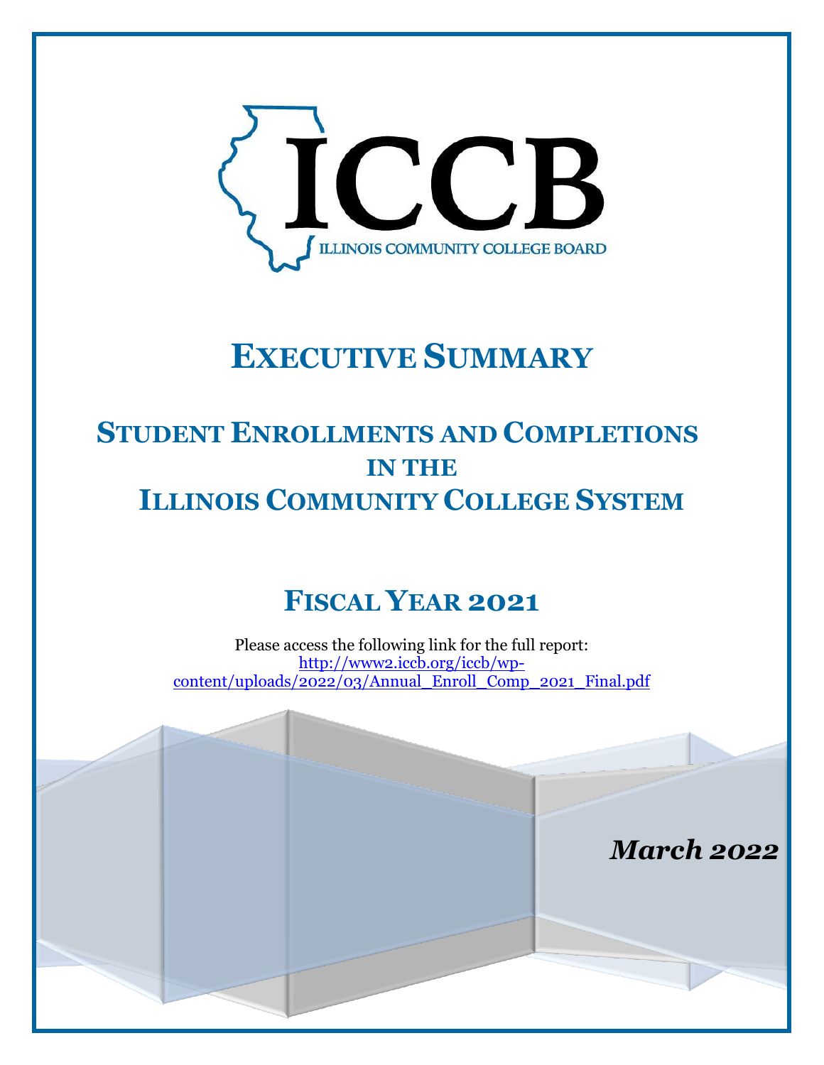ICCB

ILLINOIS COMMUNITY COLLEGE BOARD

# EXECUTIVE SUMMARY

## STUDENT ENROLLMENTS AND COMPLETIONS IN THE ILLINOIS COMMUNITY COLLEGE SYSTEM

## FISCAL YEAR 2021

Please access the following link for the full report:
http://www2.iccb.org/iccb/wp-content/uploads/2022/03/Annual_Enroll_Comp_2021_Final.pdf

***March 2022***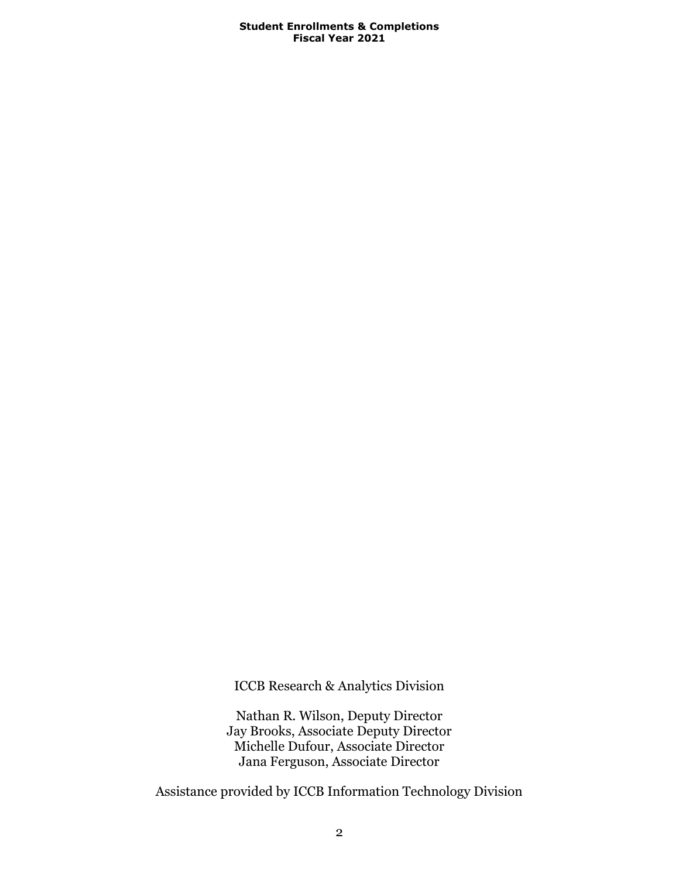ICCB Research & Analytics Division

Nathan R. Wilson, Deputy Director
Jay Brooks, Associate Deputy Director
Michelle Dufour, Associate Director
Jana Ferguson, Associate Director

Assistance provided by ICCB Information Technology Division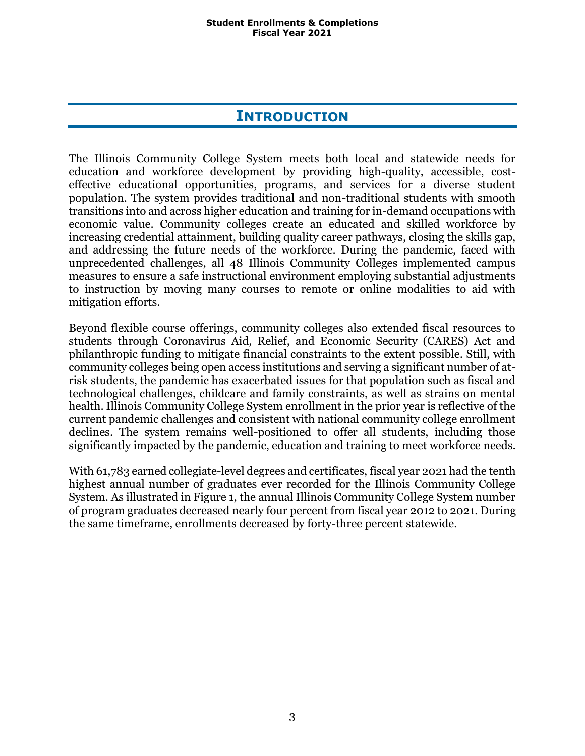# Introduction

The Illinois Community College System meets both local and statewide needs for education and workforce development by providing high-quality, accessible, cost-effective educational opportunities, programs, and services for a diverse student population. The system provides traditional and non-traditional students with smooth transitions into and across higher education and training for in-demand occupations with economic value. Community colleges create an educated and skilled workforce by increasing credential attainment, building quality career pathways, closing the skills gap, and addressing the future needs of the workforce. During the pandemic, faced with unprecedented challenges, all 48 Illinois Community Colleges implemented campus measures to ensure a safe instructional environment employing substantial adjustments to instruction by moving many courses to remote or online modalities to aid with mitigation efforts.

Beyond flexible course offerings, community colleges also extended fiscal resources to students through Coronavirus Aid, Relief, and Economic Security (CARES) Act and philanthropic funding to mitigate financial constraints to the extent possible. Still, with community colleges being open access institutions and serving a significant number of at-risk students, the pandemic has exacerbated issues for that population such as fiscal and technological challenges, childcare and family constraints, as well as strains on mental health. Illinois Community College System enrollment in the prior year is reflective of the current pandemic challenges and consistent with national community college enrollment declines. The system remains well-positioned to offer all students, including those significantly impacted by the pandemic, education and training to meet workforce needs.

With 61,783 earned collegiate-level degrees and certificates, fiscal year 2021 had the tenth highest annual number of graduates ever recorded for the Illinois Community College System. As illustrated in Figure 1, the annual Illinois Community College System number of program graduates decreased nearly four percent from fiscal year 2012 to 2021. During the same timeframe, enrollments decreased by forty-three percent statewide.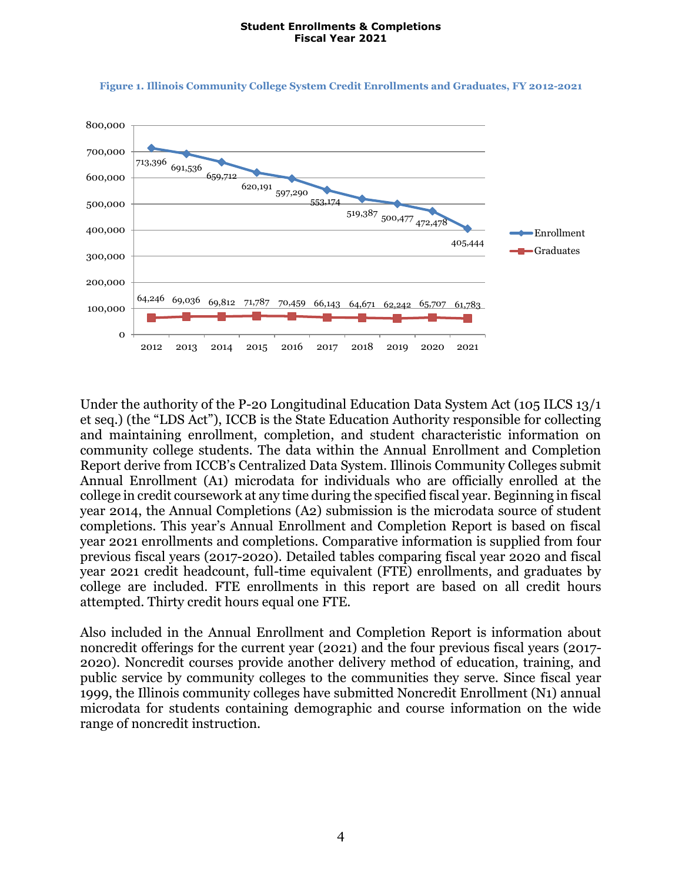**Figure 1. Illinois Community College System Credit Enrollments and Graduates, FY 2012-2021**

| Year | Enrollment | Graduates |
|---|---|---|
| 2012 | 713,396 | 64,246 |
| 2013 | 691,536 | 69,036 |
| 2014 | 659,712 | 69,812 |
| 2015 | 620,191 | 71,787 |
| 2016 | 597,290 | 70,459 |
| 2017 | 553,174 | 66,143 |
| 2018 | 519,387 | 64,671 |
| 2019 | 500,477 | 62,242 |
| 2020 | 472,478 | 65,707 |
| 2021 | 405,444 | 61,783 |

Under the authority of the P-20 Longitudinal Education Data System Act (105 ILCS 13/1 et seq.) (the "LDS Act"), ICCB is the State Education Authority responsible for collecting and maintaining enrollment, completion, and student characteristic information on community college students. The data within the Annual Enrollment and Completion Report derive from ICCB's Centralized Data System. Illinois Community Colleges submit Annual Enrollment (A1) microdata for individuals who are officially enrolled at the college in credit coursework at any time during the specified fiscal year. Beginning in fiscal year 2014, the Annual Completions (A2) submission is the microdata source of student completions. This year's Annual Enrollment and Completion Report is based on fiscal year 2021 enrollments and completions. Comparative information is supplied from four previous fiscal years (2017-2020). Detailed tables comparing fiscal year 2020 and fiscal year 2021 credit headcount, full-time equivalent (FTE) enrollments, and graduates by college are included. FTE enrollments in this report are based on all credit hours attempted. Thirty credit hours equal one FTE.

Also included in the Annual Enrollment and Completion Report is information about noncredit offerings for the current year (2021) and the four previous fiscal years (2017-2020). Noncredit courses provide another delivery method of education, training, and public service by community colleges to the communities they serve. Since fiscal year 1999, the Illinois community colleges have submitted Noncredit Enrollment (N1) annual microdata for students containing demographic and course information on the wide range of noncredit instruction.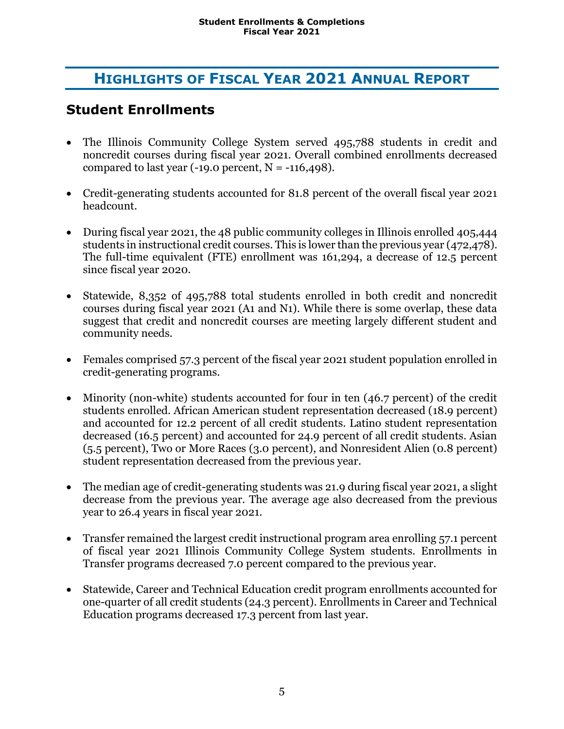# Highlights of Fiscal Year 2021 Annual Report

## Student Enrollments

- The Illinois Community College System served 495,788 students in credit and noncredit courses during fiscal year 2021. Overall combined enrollments decreased compared to last year (-19.0 percent, N = -116,498).
- Credit-generating students accounted for 81.8 percent of the overall fiscal year 2021 headcount.
- During fiscal year 2021, the 48 public community colleges in Illinois enrolled 405,444 students in instructional credit courses. This is lower than the previous year (472,478). The full-time equivalent (FTE) enrollment was 161,294, a decrease of 12.5 percent since fiscal year 2020.
- Statewide, 8,352 of 495,788 total students enrolled in both credit and noncredit courses during fiscal year 2021 (A1 and N1). While there is some overlap, these data suggest that credit and noncredit courses are meeting largely different student and community needs.
- Females comprised 57.3 percent of the fiscal year 2021 student population enrolled in credit-generating programs.
- Minority (non-white) students accounted for four in ten (46.7 percent) of the credit students enrolled. African American student representation decreased (18.9 percent) and accounted for 12.2 percent of all credit students. Latino student representation decreased (16.5 percent) and accounted for 24.9 percent of all credit students. Asian (5.5 percent), Two or More Races (3.0 percent), and Nonresident Alien (0.8 percent) student representation decreased from the previous year.
- The median age of credit-generating students was 21.9 during fiscal year 2021, a slight decrease from the previous year. The average age also decreased from the previous year to 26.4 years in fiscal year 2021.
- Transfer remained the largest credit instructional program area enrolling 57.1 percent of fiscal year 2021 Illinois Community College System students. Enrollments in Transfer programs decreased 7.0 percent compared to the previous year.
- Statewide, Career and Technical Education credit program enrollments accounted for one-quarter of all credit students (24.3 percent). Enrollments in Career and Technical Education programs decreased 17.3 percent from last year.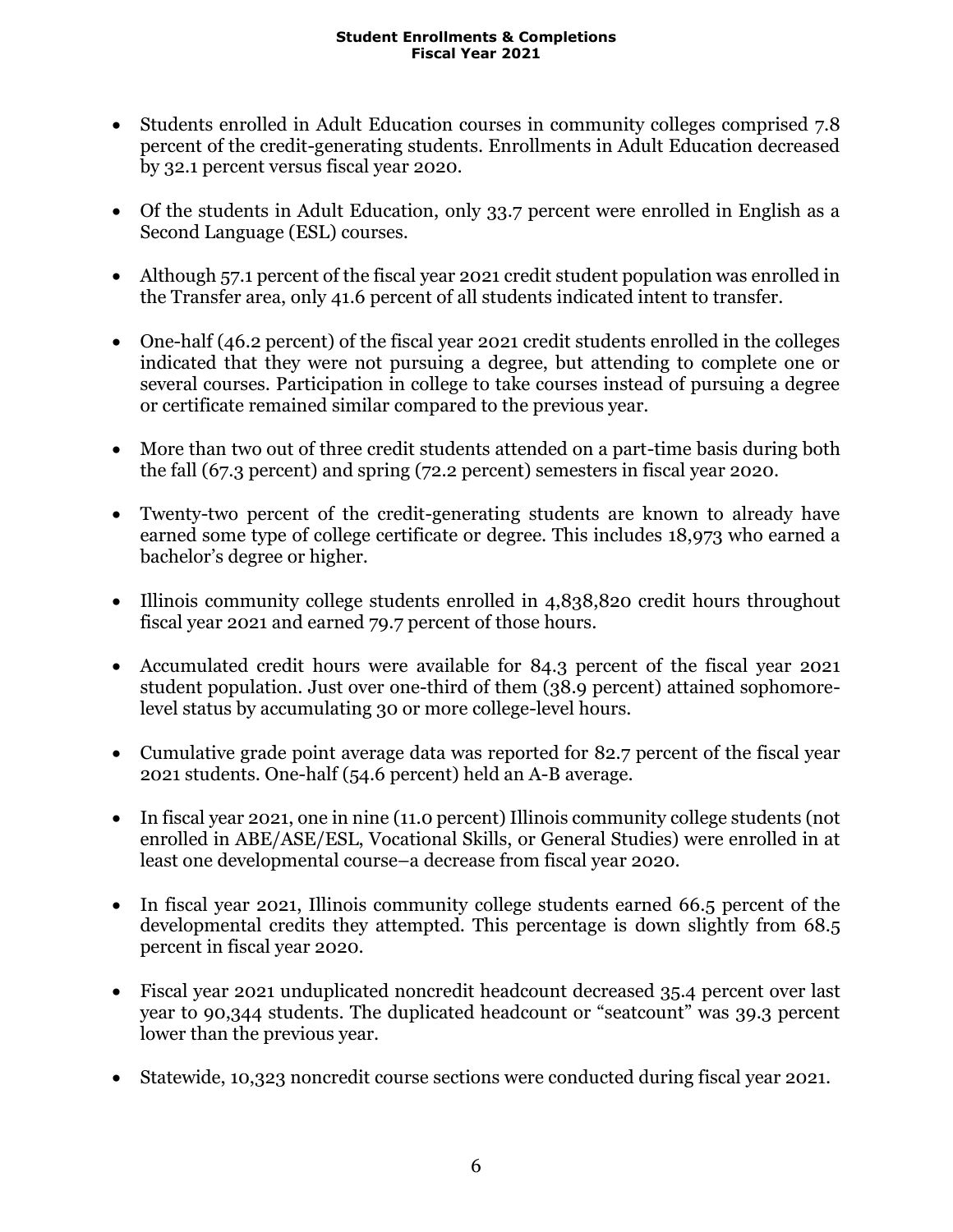**Student Enrollments & Completions**
**Fiscal Year 2021**

- Students enrolled in Adult Education courses in community colleges comprised 7.8 percent of the credit-generating students. Enrollments in Adult Education decreased by 32.1 percent versus fiscal year 2020.

- Of the students in Adult Education, only 33.7 percent were enrolled in English as a Second Language (ESL) courses.

- Although 57.1 percent of the fiscal year 2021 credit student population was enrolled in the Transfer area, only 41.6 percent of all students indicated intent to transfer.

- One-half (46.2 percent) of the fiscal year 2021 credit students enrolled in the colleges indicated that they were not pursuing a degree, but attending to complete one or several courses. Participation in college to take courses instead of pursuing a degree or certificate remained similar compared to the previous year.

- More than two out of three credit students attended on a part-time basis during both the fall (67.3 percent) and spring (72.2 percent) semesters in fiscal year 2020.

- Twenty-two percent of the credit-generating students are known to already have earned some type of college certificate or degree. This includes 18,973 who earned a bachelor's degree or higher.

- Illinois community college students enrolled in 4,838,820 credit hours throughout fiscal year 2021 and earned 79.7 percent of those hours.

- Accumulated credit hours were available for 84.3 percent of the fiscal year 2021 student population. Just over one-third of them (38.9 percent) attained sophomore-level status by accumulating 30 or more college-level hours.

- Cumulative grade point average data was reported for 82.7 percent of the fiscal year 2021 students. One-half (54.6 percent) held an A-B average.

- In fiscal year 2021, one in nine (11.0 percent) Illinois community college students (not enrolled in ABE/ASE/ESL, Vocational Skills, or General Studies) were enrolled in at least one developmental course–a decrease from fiscal year 2020.

- In fiscal year 2021, Illinois community college students earned 66.5 percent of the developmental credits they attempted. This percentage is down slightly from 68.5 percent in fiscal year 2020.

- Fiscal year 2021 unduplicated noncredit headcount decreased 35.4 percent over last year to 90,344 students. The duplicated headcount or "seatcount" was 39.3 percent lower than the previous year.

- Statewide, 10,323 noncredit course sections were conducted during fiscal year 2021.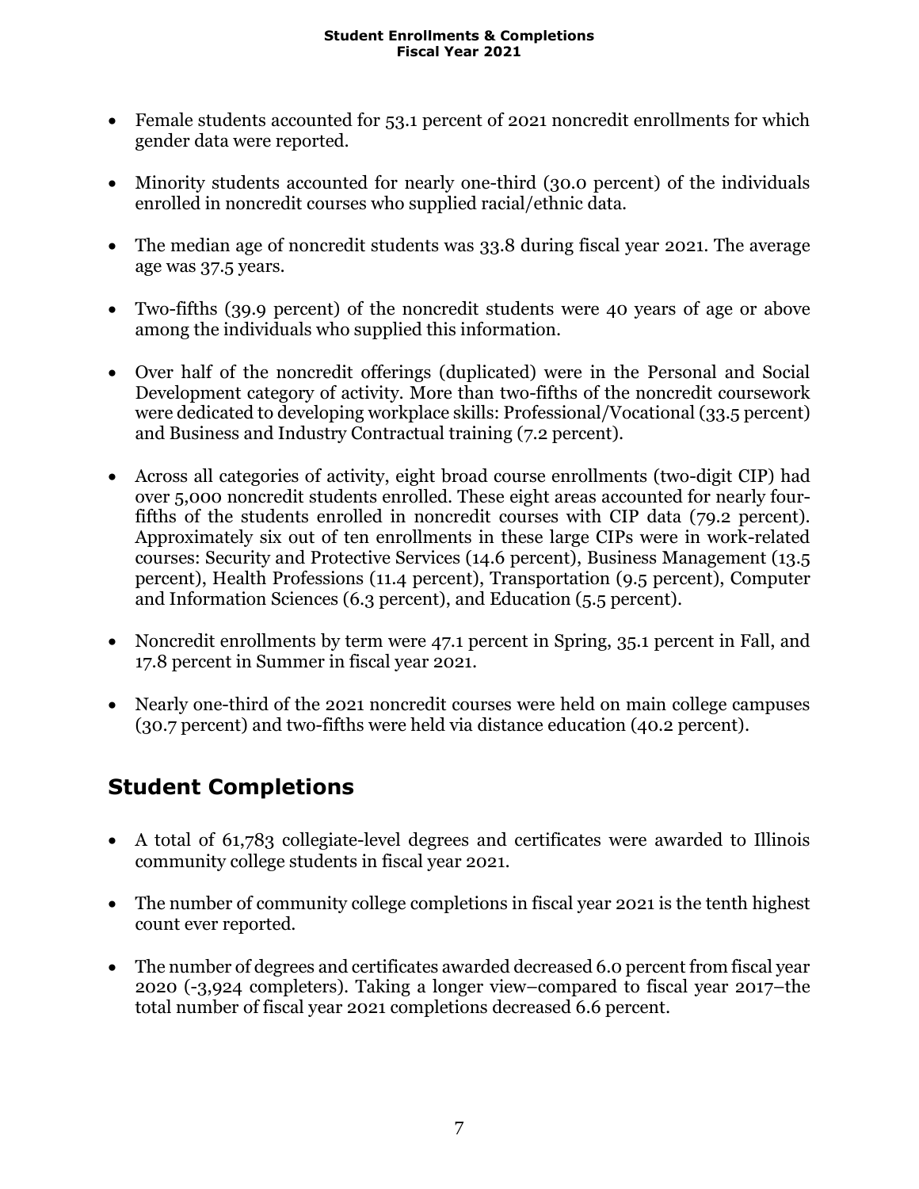- Female students accounted for 53.1 percent of 2021 noncredit enrollments for which gender data were reported.

- Minority students accounted for nearly one-third (30.0 percent) of the individuals enrolled in noncredit courses who supplied racial/ethnic data.

- The median age of noncredit students was 33.8 during fiscal year 2021. The average age was 37.5 years.

- Two-fifths (39.9 percent) of the noncredit students were 40 years of age or above among the individuals who supplied this information.

- Over half of the noncredit offerings (duplicated) were in the Personal and Social Development category of activity. More than two-fifths of the noncredit coursework were dedicated to developing workplace skills: Professional/Vocational (33.5 percent) and Business and Industry Contractual training (7.2 percent).

- Across all categories of activity, eight broad course enrollments (two-digit CIP) had over 5,000 noncredit students enrolled. These eight areas accounted for nearly four-fifths of the students enrolled in noncredit courses with CIP data (79.2 percent). Approximately six out of ten enrollments in these large CIPs were in work-related courses: Security and Protective Services (14.6 percent), Business Management (13.5 percent), Health Professions (11.4 percent), Transportation (9.5 percent), Computer and Information Sciences (6.3 percent), and Education (5.5 percent).

- Noncredit enrollments by term were 47.1 percent in Spring, 35.1 percent in Fall, and 17.8 percent in Summer in fiscal year 2021.

- Nearly one-third of the 2021 noncredit courses were held on main college campuses (30.7 percent) and two-fifths were held via distance education (40.2 percent).

## Student Completions

- A total of 61,783 collegiate-level degrees and certificates were awarded to Illinois community college students in fiscal year 2021.

- The number of community college completions in fiscal year 2021 is the tenth highest count ever reported.

- The number of degrees and certificates awarded decreased 6.0 percent from fiscal year 2020 (-3,924 completers). Taking a longer view–compared to fiscal year 2017–the total number of fiscal year 2021 completions decreased 6.6 percent.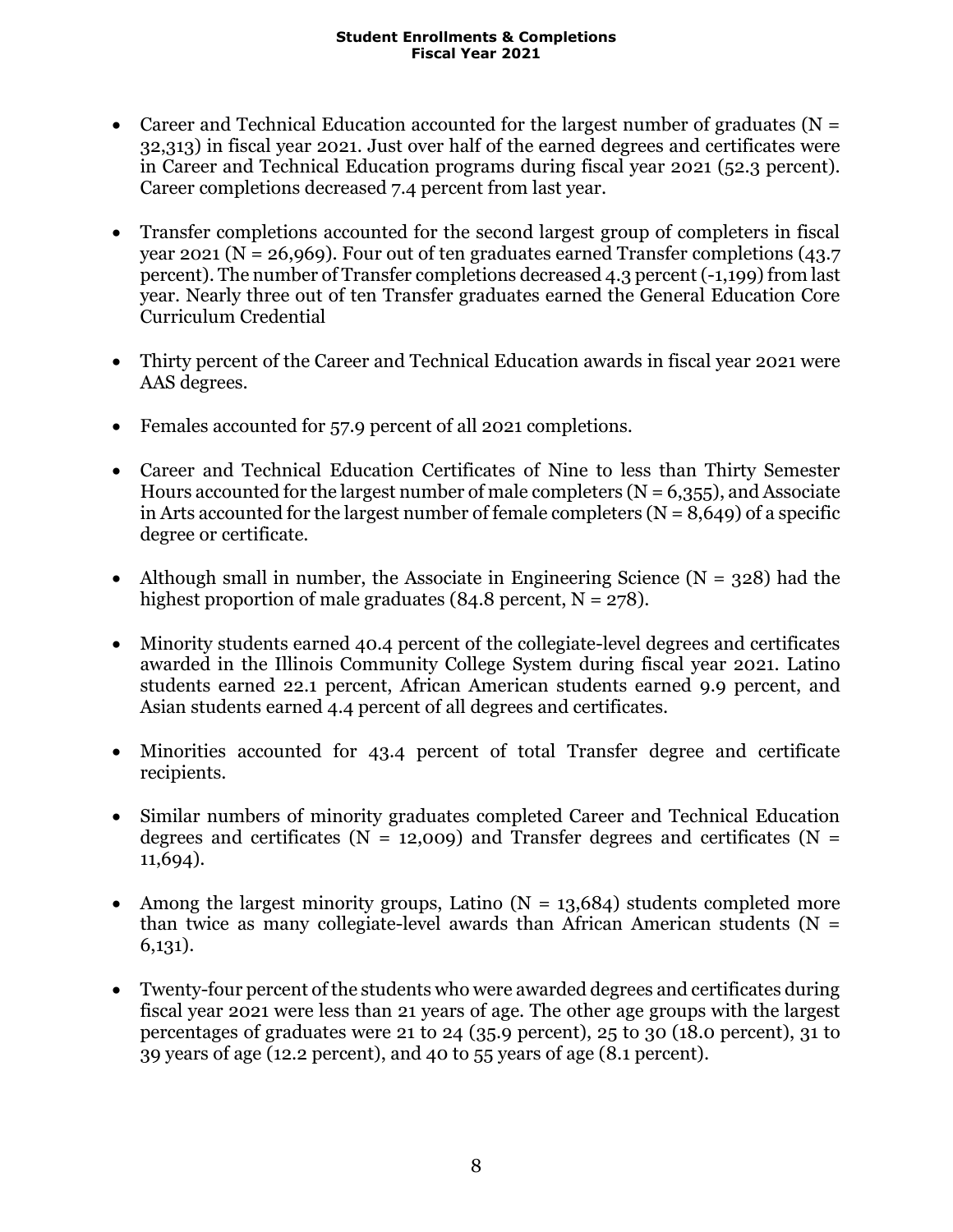- Career and Technical Education accounted for the largest number of graduates (N = 32,313) in fiscal year 2021. Just over half of the earned degrees and certificates were in Career and Technical Education programs during fiscal year 2021 (52.3 percent). Career completions decreased 7.4 percent from last year.

- Transfer completions accounted for the second largest group of completers in fiscal year 2021 (N = 26,969). Four out of ten graduates earned Transfer completions (43.7 percent). The number of Transfer completions decreased 4.3 percent (-1,199) from last year. Nearly three out of ten Transfer graduates earned the General Education Core Curriculum Credential

- Thirty percent of the Career and Technical Education awards in fiscal year 2021 were AAS degrees.

- Females accounted for 57.9 percent of all 2021 completions.

- Career and Technical Education Certificates of Nine to less than Thirty Semester Hours accounted for the largest number of male completers (N = 6,355), and Associate in Arts accounted for the largest number of female completers (N = 8,649) of a specific degree or certificate.

- Although small in number, the Associate in Engineering Science (N = 328) had the highest proportion of male graduates (84.8 percent, N = 278).

- Minority students earned 40.4 percent of the collegiate-level degrees and certificates awarded in the Illinois Community College System during fiscal year 2021. Latino students earned 22.1 percent, African American students earned 9.9 percent, and Asian students earned 4.4 percent of all degrees and certificates.

- Minorities accounted for 43.4 percent of total Transfer degree and certificate recipients.

- Similar numbers of minority graduates completed Career and Technical Education degrees and certificates (N = 12,009) and Transfer degrees and certificates (N = 11,694).

- Among the largest minority groups, Latino (N = 13,684) students completed more than twice as many collegiate-level awards than African American students (N = 6,131).

- Twenty-four percent of the students who were awarded degrees and certificates during fiscal year 2021 were less than 21 years of age. The other age groups with the largest percentages of graduates were 21 to 24 (35.9 percent), 25 to 30 (18.0 percent), 31 to 39 years of age (12.2 percent), and 40 to 55 years of age (8.1 percent).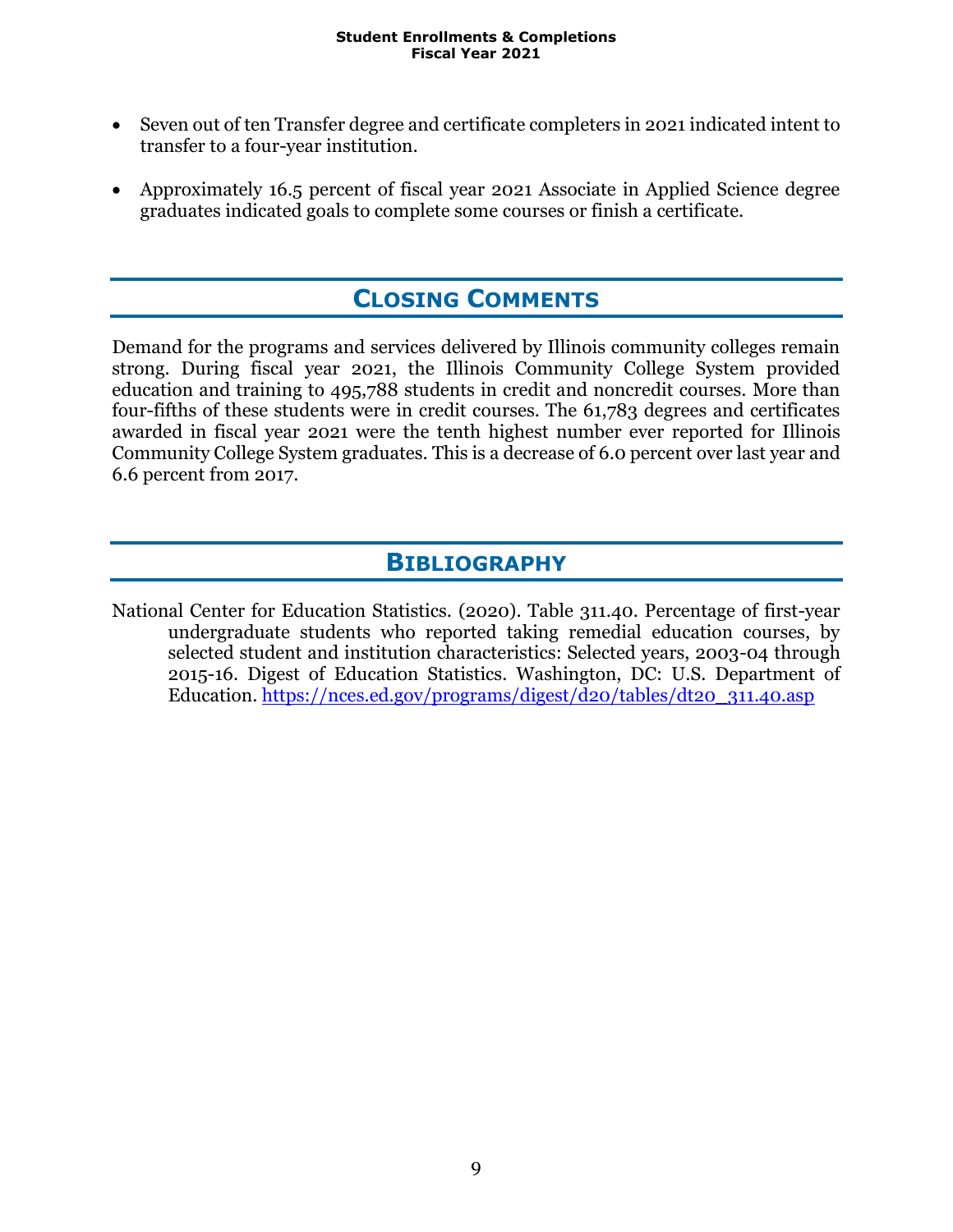- Seven out of ten Transfer degree and certificate completers in 2021 indicated intent to transfer to a four-year institution.
- Approximately 16.5 percent of fiscal year 2021 Associate in Applied Science degree graduates indicated goals to complete some courses or finish a certificate.

## Closing Comments

Demand for the programs and services delivered by Illinois community colleges remain strong. During fiscal year 2021, the Illinois Community College System provided education and training to 495,788 students in credit and noncredit courses. More than four-fifths of these students were in credit courses. The 61,783 degrees and certificates awarded in fiscal year 2021 were the tenth highest number ever reported for Illinois Community College System graduates. This is a decrease of 6.0 percent over last year and 6.6 percent from 2017.

## Bibliography

National Center for Education Statistics. (2020). Table 311.40. Percentage of first-year undergraduate students who reported taking remedial education courses, by selected student and institution characteristics: Selected years, 2003-04 through 2015-16. Digest of Education Statistics. Washington, DC: U.S. Department of Education. https://nces.ed.gov/programs/digest/d20/tables/dt20_311.40.asp